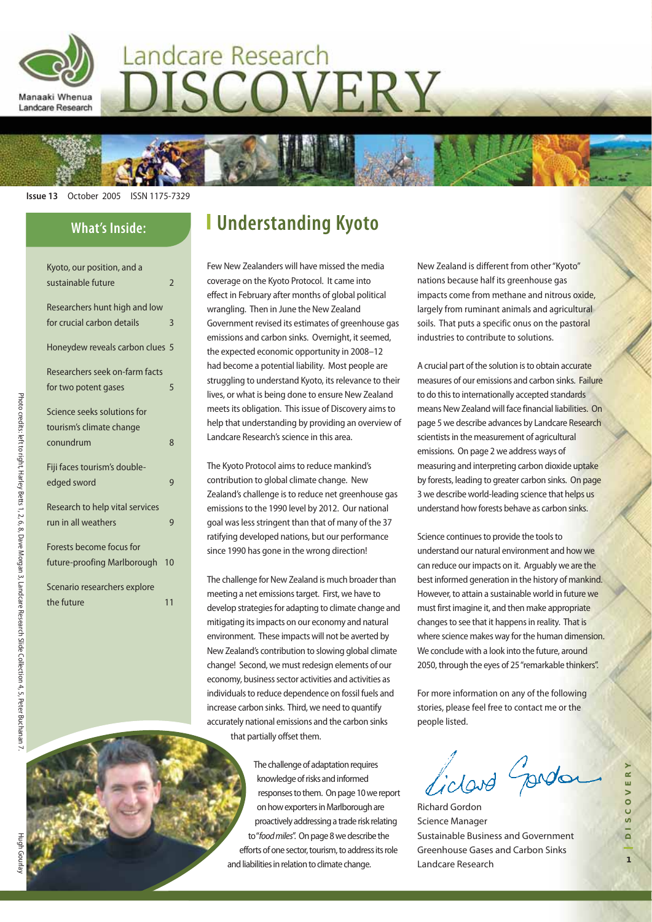Manaaki Whenua
Landcare Research

# Landcare Research DISCOVERY

**Issue 13** October 2005 ISSN 1175-7329

## What's Inside:

- Kyoto, our position, and a sustainable future 2
- Researchers hunt high and low for crucial carbon details 3
- Honeydew reveals carbon clues 5
- Researchers seek on-farm facts for two potent gases 5
- Science seeks solutions for tourism's climate change conundrum 8
- Fiji faces tourism's double-edged sword 9
- Research to help vital services run in all weathers 9
- Forests become focus for future-proofing Marlborough 10
- Scenario researchers explore the future 11

Photo credits: left to right, Harley Betts 1, 2, 6, 8, Dave Morgan 3, Landcare Research Slide Collection 4, 5, Peter Buchanan 7.

# Understanding Kyoto

Few New Zealanders will have missed the media coverage on the Kyoto Protocol. It came into effect in February after months of global political wrangling. Then in June the New Zealand Government revised its estimates of greenhouse gas emissions and carbon sinks. Overnight, it seemed, the expected economic opportunity in 2008–12 had become a potential liability. Most people are struggling to understand Kyoto, its relevance to their lives, or what is being done to ensure New Zealand meets its obligation. This issue of Discovery aims to help that understanding by providing an overview of Landcare Research's science in this area.

The Kyoto Protocol aims to reduce mankind's contribution to global climate change. New Zealand's challenge is to reduce net greenhouse gas emissions to the 1990 level by 2012. Our national goal was less stringent than that of many of the 37 ratifying developed nations, but our performance since 1990 has gone in the wrong direction!

The challenge for New Zealand is much broader than meeting a net emissions target. First, we have to develop strategies for adapting to climate change and mitigating its impacts on our economy and natural environment. These impacts will not be averted by New Zealand's contribution to slowing global climate change! Second, we must redesign elements of our economy, business sector activities and activities as individuals to reduce dependence on fossil fuels and increase carbon sinks. Third, we need to quantify accurately national emissions and the carbon sinks that partially offset them.

The challenge of adaptation requires knowledge of risks and informed responses to them. On page 10 we report on how exporters in Marlborough are proactively addressing a trade risk relating to "*food miles*". On page 8 we describe the efforts of one sector, tourism, to address its role and liabilities in relation to climate change.

New Zealand is different from other "Kyoto" nations because half its greenhouse gas impacts come from methane and nitrous oxide, largely from ruminant animals and agricultural soils. That puts a specific onus on the pastoral industries to contribute to solutions.

A crucial part of the solution is to obtain accurate measures of our emissions and carbon sinks. Failure to do this to internationally accepted standards means New Zealand will face financial liabilities. On page 5 we describe advances by Landcare Research scientists in the measurement of agricultural emissions. On page 2 we address ways of measuring and interpreting carbon dioxide uptake by forests, leading to greater carbon sinks. On page 3 we describe world-leading science that helps us understand how forests behave as carbon sinks.

Science continues to provide the tools to understand our natural environment and how we can reduce our impacts on it. Arguably we are the best informed generation in the history of mankind. However, to attain a sustainable world in future we must first imagine it, and then make appropriate changes to see that it happens in reality. That is where science makes way for the human dimension. We conclude with a look into the future, around 2050, through the eyes of 25 "remarkable thinkers".

For more information on any of the following stories, please feel free to contact me or the people listed.

Richard Gordon
Science Manager
Sustainable Business and Government
Greenhouse Gases and Carbon Sinks
Landcare Research

Hugh Gourlay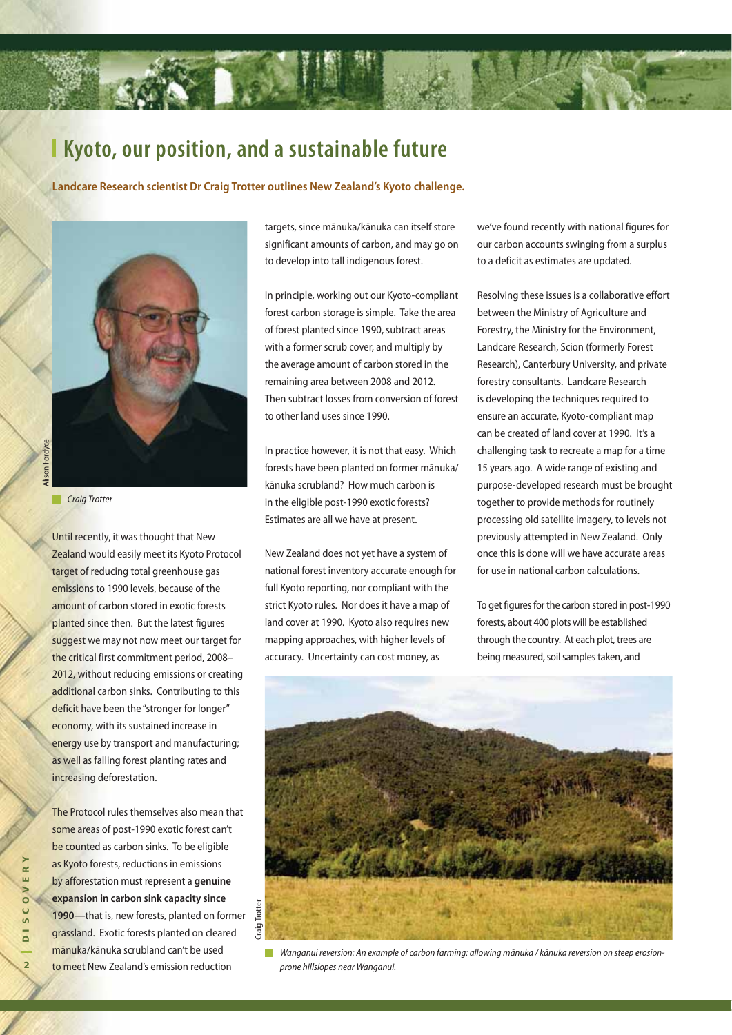# Kyoto, our position, and a sustainable future

**Landcare Research scientist Dr Craig Trotter outlines New Zealand's Kyoto challenge.**

*Craig Trotter*

Until recently, it was thought that New Zealand would easily meet its Kyoto Protocol target of reducing total greenhouse gas emissions to 1990 levels, because of the amount of carbon stored in exotic forests planted since then. But the latest figures suggest we may not now meet our target for the critical first commitment period, 2008–2012, without reducing emissions or creating additional carbon sinks. Contributing to this deficit have been the "stronger for longer" economy, with its sustained increase in energy use by transport and manufacturing; as well as falling forest planting rates and increasing deforestation.

The Protocol rules themselves also mean that some areas of post-1990 exotic forest can't be counted as carbon sinks. To be eligible as Kyoto forests, reductions in emissions by afforestation must represent a **genuine expansion in carbon sink capacity since 1990**—that is, new forests, planted on former grassland. Exotic forests planted on cleared mānuka/kānuka scrubland can't be used to meet New Zealand's emission reduction targets, since mānuka/kānuka can itself store significant amounts of carbon, and may go on to develop into tall indigenous forest.

In principle, working out our Kyoto-compliant forest carbon storage is simple. Take the area of forest planted since 1990, subtract areas with a former scrub cover, and multiply by the average amount of carbon stored in the remaining area between 2008 and 2012. Then subtract losses from conversion of forest to other land uses since 1990.

In practice however, it is not that easy. Which forests have been planted on former mānuka/kānuka scrubland? How much carbon is in the eligible post-1990 exotic forests? Estimates are all we have at present.

New Zealand does not yet have a system of national forest inventory accurate enough for full Kyoto reporting, nor compliant with the strict Kyoto rules. Nor does it have a map of land cover at 1990. Kyoto also requires new mapping approaches, with higher levels of accuracy. Uncertainty can cost money, as we've found recently with national figures for our carbon accounts swinging from a surplus to a deficit as estimates are updated.

Resolving these issues is a collaborative effort between the Ministry of Agriculture and Forestry, the Ministry for the Environment, Landcare Research, Scion (formerly Forest Research), Canterbury University, and private forestry consultants. Landcare Research is developing the techniques required to ensure an accurate, Kyoto-compliant map can be created of land cover at 1990. It's a challenging task to recreate a map for a time 15 years ago. A wide range of existing and purpose-developed research must be brought together to provide methods for routinely processing old satellite imagery, to levels not previously attempted in New Zealand. Only once this is done will we have accurate areas for use in national carbon calculations.

To get figures for the carbon stored in post-1990 forests, about 400 plots will be established through the country. At each plot, trees are being measured, soil samples taken, and

*Wanganui reversion: An example of carbon farming: allowing mānuka / kānuka reversion on steep erosion-prone hillslopes near Wanganui.*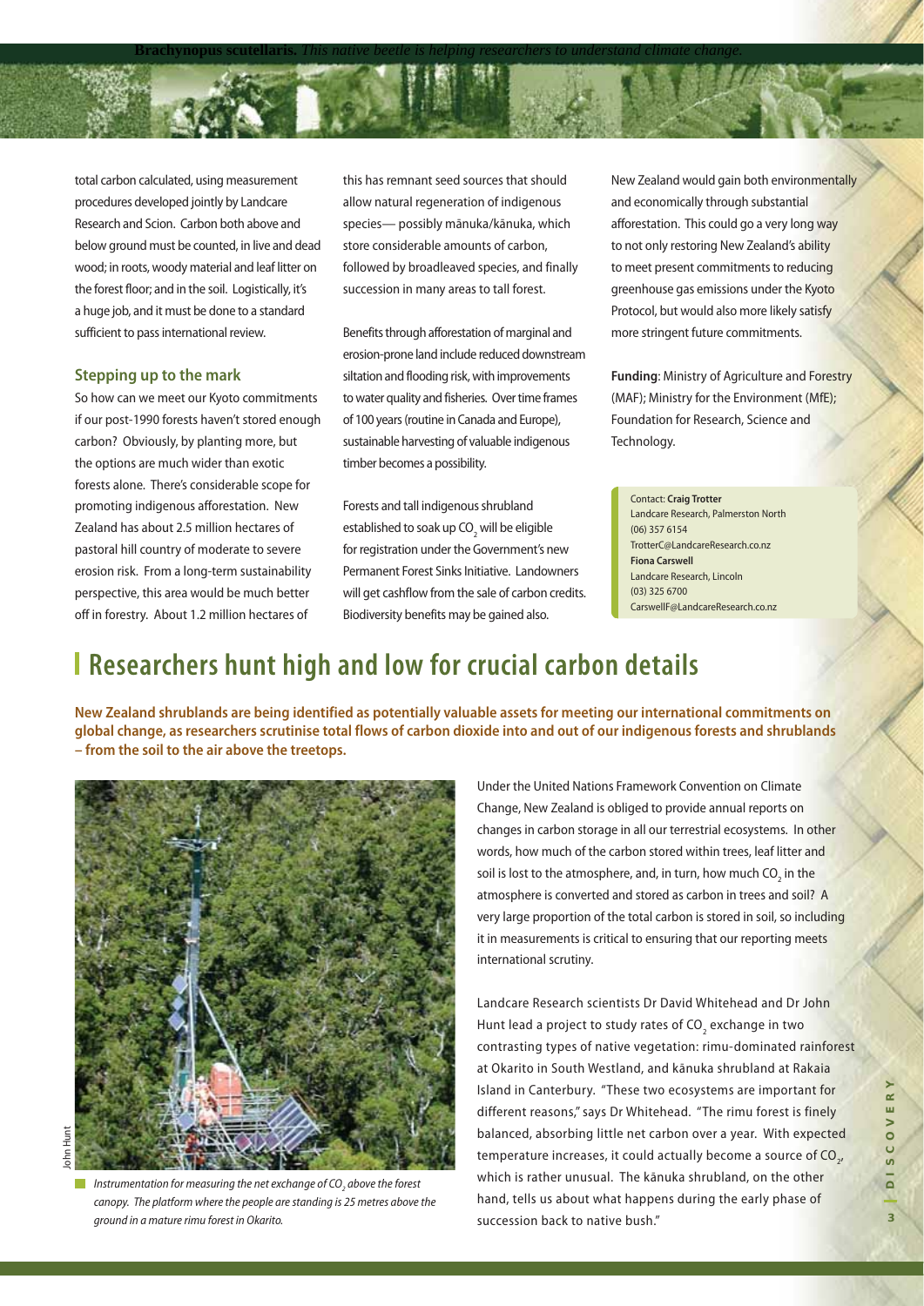total carbon calculated, using measurement procedures developed jointly by Landcare Research and Scion. Carbon both above and below ground must be counted, in live and dead wood; in roots, woody material and leaf litter on the forest floor; and in the soil. Logistically, it's a huge job, and it must be done to a standard sufficient to pass international review.

### Stepping up to the mark

So how can we meet our Kyoto commitments if our post-1990 forests haven't stored enough carbon? Obviously, by planting more, but the options are much wider than exotic forests alone. There's considerable scope for promoting indigenous afforestation. New Zealand has about 2.5 million hectares of pastoral hill country of moderate to severe erosion risk. From a long-term sustainability perspective, this area would be much better off in forestry. About 1.2 million hectares of this has remnant seed sources that should allow natural regeneration of indigenous species— possibly mānuka/kānuka, which store considerable amounts of carbon, followed by broadleaved species, and finally succession in many areas to tall forest.

Benefits through afforestation of marginal and erosion-prone land include reduced downstream siltation and flooding risk, with improvements to water quality and fisheries. Over time frames of 100 years (routine in Canada and Europe), sustainable harvesting of valuable indigenous timber becomes a possibility.

Forests and tall indigenous shrubland established to soak up $CO_2$ will be eligible for registration under the Government's new Permanent Forest Sinks Initiative. Landowners will get cashflow from the sale of carbon credits. Biodiversity benefits may be gained also.

New Zealand would gain both environmentally and economically through substantial afforestation. This could go a very long way to not only restoring New Zealand's ability to meet present commitments to reducing greenhouse gas emissions under the Kyoto Protocol, but would also more likely satisfy more stringent future commitments.

**Funding**: Ministry of Agriculture and Forestry (MAF); Ministry for the Environment (MfE); Foundation for Research, Science and Technology.

Contact: **Craig Trotter**
Landcare Research, Palmerston North
(06) 357 6154
TrotterC@LandcareResearch.co.nz
**Fiona Carswell**
Landcare Research, Lincoln
(03) 325 6700
CarswellF@LandcareResearch.co.nz

## Researchers hunt high and low for crucial carbon details

**New Zealand shrublands are being identified as potentially valuable assets for meeting our international commitments on global change, as researchers scrutinise total flows of carbon dioxide into and out of our indigenous forests and shrublands – from the soil to the air above the treetops.**

John Hunt

*Instrumentation for measuring the net exchange of $CO_2$ above the forest canopy. The platform where the people are standing is 25 metres above the ground in a mature rimu forest in Okarito.*

Under the United Nations Framework Convention on Climate Change, New Zealand is obliged to provide annual reports on changes in carbon storage in all our terrestrial ecosystems. In other words, how much of the carbon stored within trees, leaf litter and soil is lost to the atmosphere, and, in turn, how much $CO_2$ in the atmosphere is converted and stored as carbon in trees and soil? A very large proportion of the total carbon is stored in soil, so including it in measurements is critical to ensuring that our reporting meets international scrutiny.

Landcare Research scientists Dr David Whitehead and Dr John Hunt lead a project to study rates of $CO_2$ exchange in two contrasting types of native vegetation: rimu-dominated rainforest at Okarito in South Westland, and kānuka shrubland at Rakaia Island in Canterbury. "These two ecosystems are important for different reasons," says Dr Whitehead. "The rimu forest is finely balanced, absorbing little net carbon over a year. With expected temperature increases, it could actually become a source of $CO_2$, which is rather unusual. The kānuka shrubland, on the other hand, tells us about what happens during the early phase of succession back to native bush."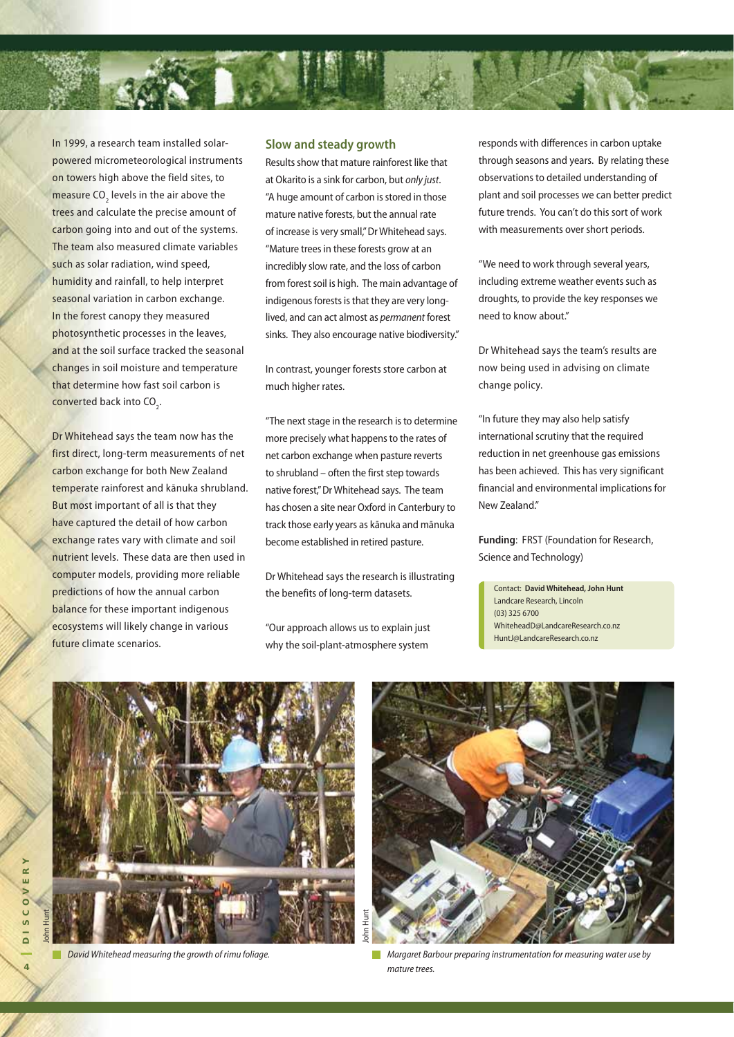In 1999, a research team installed solar-powered micrometeorological instruments on towers high above the field sites, to measure $CO_2$ levels in the air above the trees and calculate the precise amount of carbon going into and out of the systems. The team also measured climate variables such as solar radiation, wind speed, humidity and rainfall, to help interpret seasonal variation in carbon exchange. In the forest canopy they measured photosynthetic processes in the leaves, and at the soil surface tracked the seasonal changes in soil moisture and temperature that determine how fast soil carbon is converted back into $CO_2$.

Dr Whitehead says the team now has the first direct, long-term measurements of net carbon exchange for both New Zealand temperate rainforest and kānuka shrubland. But most important of all is that they have captured the detail of how carbon exchange rates vary with climate and soil nutrient levels. These data are then used in computer models, providing more reliable predictions of how the annual carbon balance for these important indigenous ecosystems will likely change in various future climate scenarios.

## Slow and steady growth

Results show that mature rainforest like that at Okarito is a sink for carbon, but *only just*. "A huge amount of carbon is stored in those mature native forests, but the annual rate of increase is very small," Dr Whitehead says. "Mature trees in these forests grow at an incredibly slow rate, and the loss of carbon from forest soil is high. The main advantage of indigenous forests is that they are very long-lived, and can act almost as *permanent* forest sinks. They also encourage native biodiversity."

In contrast, younger forests store carbon at much higher rates.

"The next stage in the research is to determine more precisely what happens to the rates of net carbon exchange when pasture reverts to shrubland – often the first step towards native forest," Dr Whitehead says. The team has chosen a site near Oxford in Canterbury to track those early years as kānuka and mānuka become established in retired pasture.

Dr Whitehead says the research is illustrating the benefits of long-term datasets.

"Our approach allows us to explain just why the soil-plant-atmosphere system responds with differences in carbon uptake through seasons and years. By relating these observations to detailed understanding of plant and soil processes we can better predict future trends. You can't do this sort of work with measurements over short periods.

"We need to work through several years, including extreme weather events such as droughts, to provide the key responses we need to know about."

Dr Whitehead says the team's results are now being used in advising on climate change policy.

"In future they may also help satisfy international scrutiny that the required reduction in net greenhouse gas emissions has been achieved. This has very significant financial and environmental implications for New Zealand."

**Funding**: FRST (Foundation for Research, Science and Technology)

Contact: **David Whitehead, John Hunt**
Landcare Research, Lincoln
(03) 325 6700
WhiteheadD@LandcareResearch.co.nz
HuntJ@LandcareResearch.co.nz

John Hunt

*David Whitehead measuring the growth of rimu foliage.*

John Hunt

*Margaret Barbour preparing instrumentation for measuring water use by mature trees.*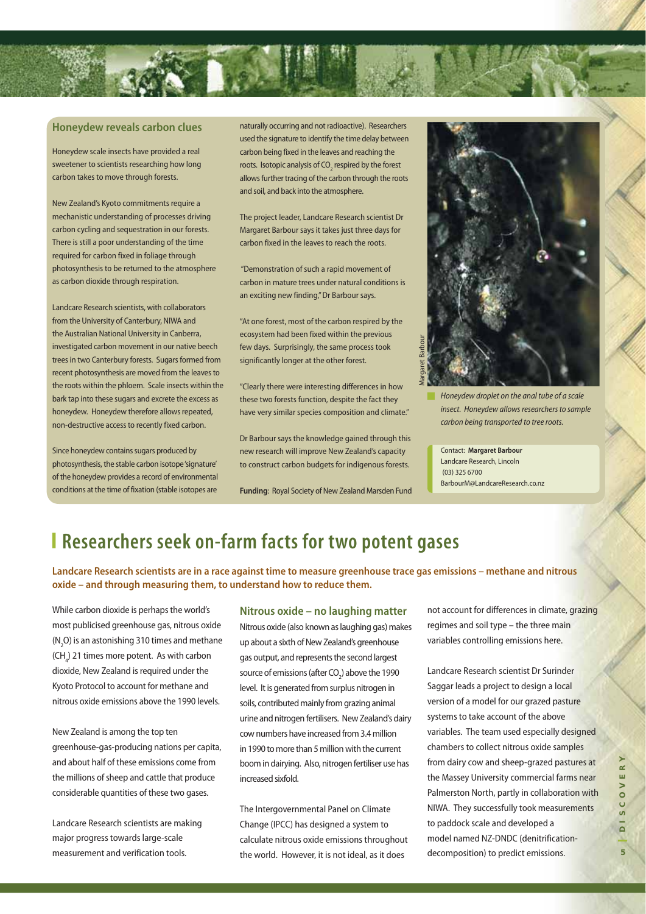## Honeydew reveals carbon clues

Honeydew scale insects have provided a real sweetener to scientists researching how long carbon takes to move through forests.

New Zealand's Kyoto commitments require a mechanistic understanding of processes driving carbon cycling and sequestration in our forests. There is still a poor understanding of the time required for carbon fixed in foliage through photosynthesis to be returned to the atmosphere as carbon dioxide through respiration.

Landcare Research scientists, with collaborators from the University of Canterbury, NIWA and the Australian National University in Canberra, investigated carbon movement in our native beech trees in two Canterbury forests. Sugars formed from recent photosynthesis are moved from the leaves to the roots within the phloem. Scale insects within the bark tap into these sugars and excrete the excess as honeydew. Honeydew therefore allows repeated, non-destructive access to recently fixed carbon.

Since honeydew contains sugars produced by photosynthesis, the stable carbon isotope 'signature' of the honeydew provides a record of environmental conditions at the time of fixation (stable isotopes are naturally occurring and not radioactive). Researchers used the signature to identify the time delay between carbon being fixed in the leaves and reaching the roots. Isotopic analysis of $CO_2$ respired by the forest allows further tracing of the carbon through the roots and soil, and back into the atmosphere.

The project leader, Landcare Research scientist Dr Margaret Barbour says it takes just three days for carbon fixed in the leaves to reach the roots.

"Demonstration of such a rapid movement of carbon in mature trees under natural conditions is an exciting new finding," Dr Barbour says.

"At one forest, most of the carbon respired by the ecosystem had been fixed within the previous few days. Surprisingly, the same process took significantly longer at the other forest.

"Clearly there were interesting differences in how these two forests function, despite the fact they have very similar species composition and climate."

Dr Barbour says the knowledge gained through this new research will improve New Zealand's capacity to construct carbon budgets for indigenous forests.

**Funding**: Royal Society of New Zealand Marsden Fund

Margaret Barbour

*Honeydew droplet on the anal tube of a scale insect. Honeydew allows researchers to sample carbon being transported to tree roots.*

Contact: **Margaret Barbour**
Landcare Research, Lincoln
(03) 325 6700
BarbourM@LandcareResearch.co.nz

# Researchers seek on-farm facts for two potent gases

**Landcare Research scientists are in a race against time to measure greenhouse trace gas emissions – methane and nitrous oxide – and through measuring them, to understand how to reduce them.**

While carbon dioxide is perhaps the world's most publicised greenhouse gas, nitrous oxide ($N_2O$) is an astonishing 310 times and methane ($CH_4$) 21 times more potent. As with carbon dioxide, New Zealand is required under the Kyoto Protocol to account for methane and nitrous oxide emissions above the 1990 levels.

New Zealand is among the top ten greenhouse-gas-producing nations per capita, and about half of these emissions come from the millions of sheep and cattle that produce considerable quantities of these two gases.

Landcare Research scientists are making major progress towards large-scale measurement and verification tools.

### Nitrous oxide – no laughing matter

Nitrous oxide (also known as laughing gas) makes up about a sixth of New Zealand's greenhouse gas output, and represents the second largest source of emissions (after $CO_2$) above the 1990 level. It is generated from surplus nitrogen in soils, contributed mainly from grazing animal urine and nitrogen fertilisers. New Zealand's dairy cow numbers have increased from 3.4 million in 1990 to more than 5 million with the current boom in dairying. Also, nitrogen fertiliser use has increased sixfold.

The Intergovernmental Panel on Climate Change (IPCC) has designed a system to calculate nitrous oxide emissions throughout the world. However, it is not ideal, as it does not account for differences in climate, grazing regimes and soil type – the three main variables controlling emissions here.

Landcare Research scientist Dr Surinder Saggar leads a project to design a local version of a model for our grazed pasture systems to take account of the above variables. The team used especially designed chambers to collect nitrous oxide samples from dairy cow and sheep-grazed pastures at the Massey University commercial farms near Palmerston North, partly in collaboration with NIWA. They successfully took measurements to paddock scale and developed a model named NZ-DNDC (denitrification-decomposition) to predict emissions.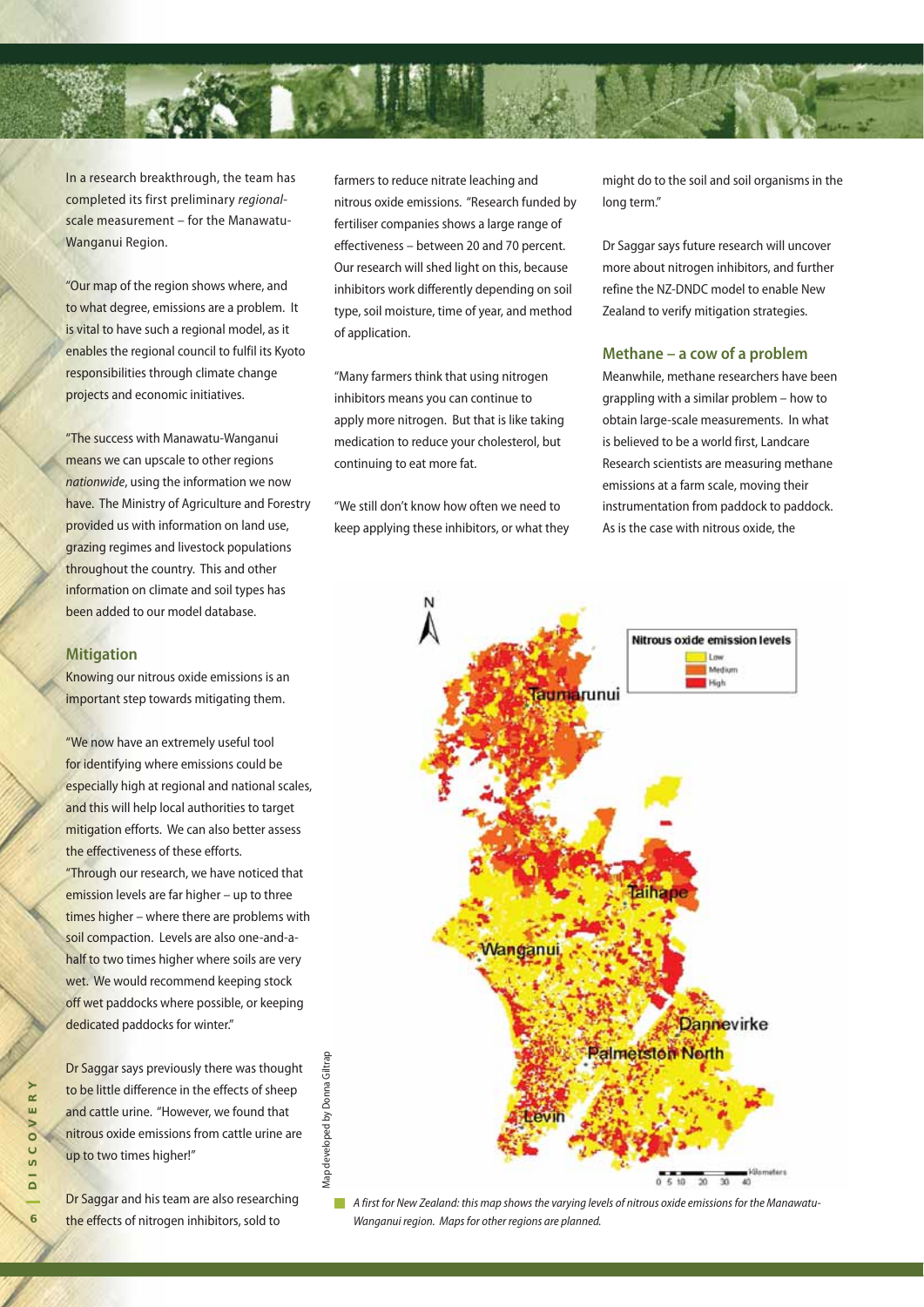In a research breakthrough, the team has completed its first preliminary *regional*-scale measurement – for the Manawatu-Wanganui Region.

"Our map of the region shows where, and to what degree, emissions are a problem. It is vital to have such a regional model, as it enables the regional council to fulfil its Kyoto responsibilities through climate change projects and economic initiatives.

"The success with Manawatu-Wanganui means we can upscale to other regions *nationwide*, using the information we now have. The Ministry of Agriculture and Forestry provided us with information on land use, grazing regimes and livestock populations throughout the country. This and other information on climate and soil types has been added to our model database.

## Mitigation

Knowing our nitrous oxide emissions is an important step towards mitigating them.

"We now have an extremely useful tool for identifying where emissions could be especially high at regional and national scales, and this will help local authorities to target mitigation efforts. We can also better assess the effectiveness of these efforts.

"Through our research, we have noticed that emission levels are far higher – up to three times higher – where there are problems with soil compaction. Levels are also one-and-a-half to two times higher where soils are very wet. We would recommend keeping stock off wet paddocks where possible, or keeping dedicated paddocks for winter."

Dr Saggar says previously there was thought to be little difference in the effects of sheep and cattle urine. "However, we found that nitrous oxide emissions from cattle urine are up to two times higher!"

Dr Saggar and his team are also researching the effects of nitrogen inhibitors, sold to farmers to reduce nitrate leaching and nitrous oxide emissions. "Research funded by fertiliser companies shows a large range of effectiveness – between 20 and 70 percent. Our research will shed light on this, because inhibitors work differently depending on soil type, soil moisture, time of year, and method of application.

"Many farmers think that using nitrogen inhibitors means you can continue to apply more nitrogen. But that is like taking medication to reduce your cholesterol, but continuing to eat more fat.

"We still don't know how often we need to keep applying these inhibitors, or what they might do to the soil and soil organisms in the long term."

Dr Saggar says future research will uncover more about nitrogen inhibitors, and further refine the NZ-DNDC model to enable New Zealand to verify mitigation strategies.

## Methane – a cow of a problem

Meanwhile, methane researchers have been grappling with a similar problem – how to obtain large-scale measurements. In what is believed to be a world first, Landcare Research scientists are measuring methane emissions at a farm scale, moving their instrumentation from paddock to paddock. As is the case with nitrous oxide, the

Map developed by Donna Giltrap

*A first for New Zealand: this map shows the varying levels of nitrous oxide emissions for the Manawatu-Wanganui region. Maps for other regions are planned.*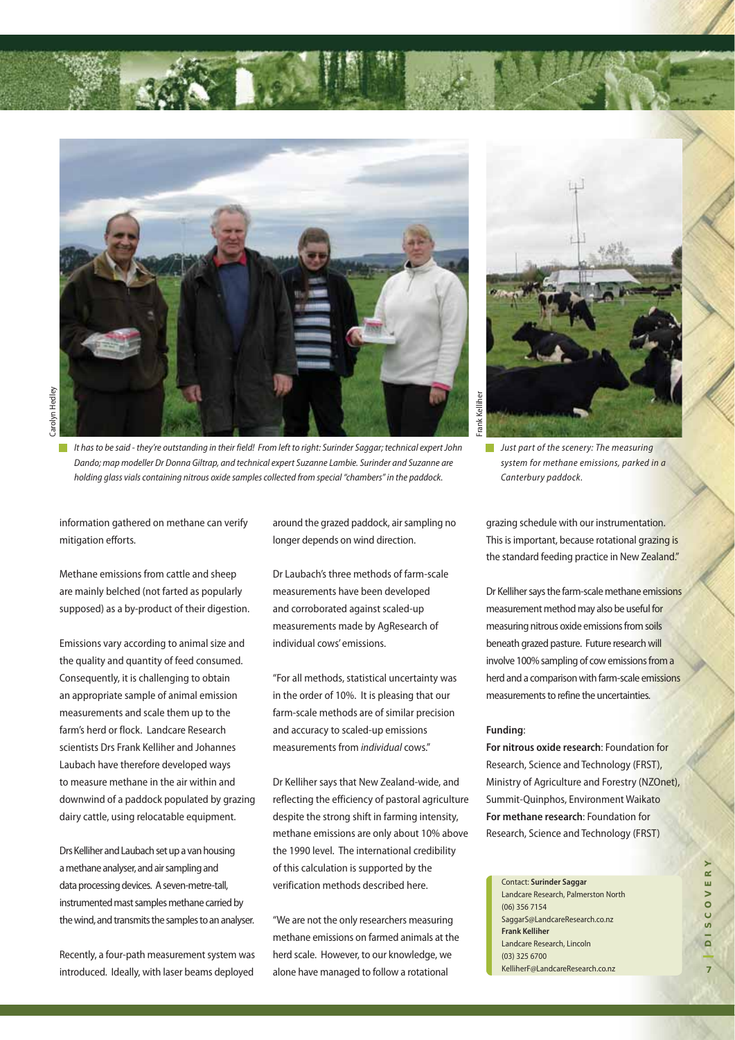*It has to be said - they're outstanding in their field! From left to right: Surinder Saggar; technical expert John Dando; map modeller Dr Donna Giltrap, and technical expert Suzanne Lambie. Surinder and Suzanne are holding glass vials containing nitrous oxide samples collected from special "chambers" in the paddock.*

*Just part of the scenery: The measuring system for methane emissions, parked in a Canterbury paddock.*

information gathered on methane can verify mitigation efforts.

Methane emissions from cattle and sheep are mainly belched (not farted as popularly supposed) as a by-product of their digestion.

Emissions vary according to animal size and the quality and quantity of feed consumed. Consequently, it is challenging to obtain an appropriate sample of animal emission measurements and scale them up to the farm's herd or flock. Landcare Research scientists Drs Frank Kelliher and Johannes Laubach have therefore developed ways to measure methane in the air within and downwind of a paddock populated by grazing dairy cattle, using relocatable equipment.

Drs Kelliher and Laubach set up a van housing a methane analyser, and air sampling and data processing devices. A seven-metre-tall, instrumented mast samples methane carried by the wind, and transmits the samples to an analyser.

Recently, a four-path measurement system was introduced. Ideally, with laser beams deployed around the grazed paddock, air sampling no longer depends on wind direction.

Dr Laubach's three methods of farm-scale measurements have been developed and corroborated against scaled-up measurements made by AgResearch of individual cows' emissions.

"For all methods, statistical uncertainty was in the order of 10%. It is pleasing that our farm-scale methods are of similar precision and accuracy to scaled-up emissions measurements from *individual* cows."

Dr Kelliher says that New Zealand-wide, and reflecting the efficiency of pastoral agriculture despite the strong shift in farming intensity, methane emissions are only about 10% above the 1990 level. The international credibility of this calculation is supported by the verification methods described here.

"We are not the only researchers measuring methane emissions on farmed animals at the herd scale. However, to our knowledge, we alone have managed to follow a rotational grazing schedule with our instrumentation. This is important, because rotational grazing is the standard feeding practice in New Zealand."

Dr Kelliher says the farm-scale methane emissions measurement method may also be useful for measuring nitrous oxide emissions from soils beneath grazed pasture. Future research will involve 100% sampling of cow emissions from a herd and a comparison with farm-scale emissions measurements to refine the uncertainties.

**Funding**:

**For nitrous oxide research**: Foundation for Research, Science and Technology (FRST), Ministry of Agriculture and Forestry (NZOnet), Summit-Quinphos, Environment Waikato

**For methane research**: Foundation for Research, Science and Technology (FRST)

Contact: **Surinder Saggar**
Landcare Research, Palmerston North
(06) 356 7154
SaggarS@LandcareResearch.co.nz

**Frank Kelliher**
Landcare Research, Lincoln
(03) 325 6700
KelliherF@LandcareResearch.co.nz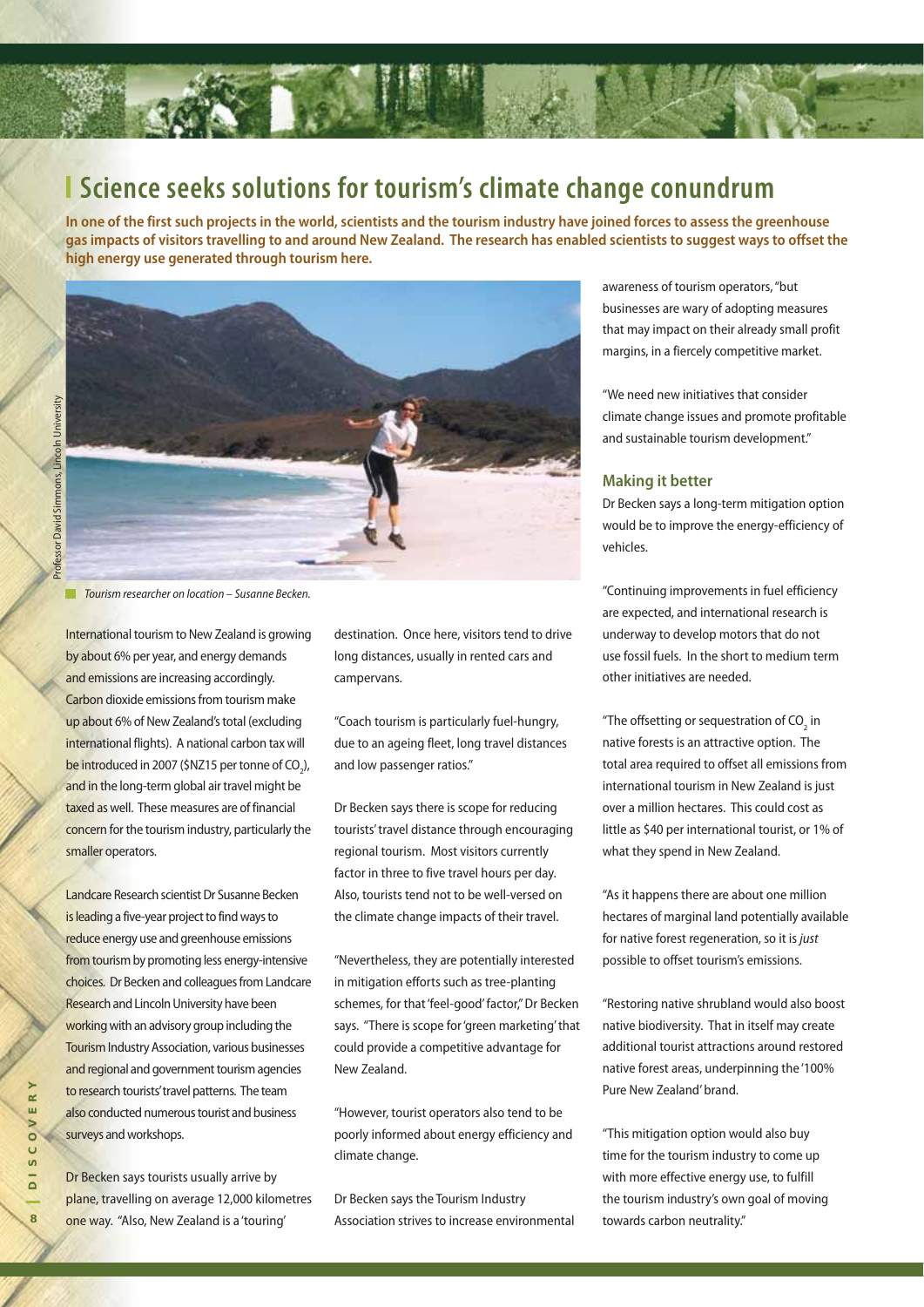# Science seeks solutions for tourism's climate change conundrum

**In one of the first such projects in the world, scientists and the tourism industry have joined forces to assess the greenhouse gas impacts of visitors travelling to and around New Zealand. The research has enabled scientists to suggest ways to offset the high energy use generated through tourism here.**

Professor David Simmons, Lincoln University

*Tourism researcher on location – Susanne Becken.*

International tourism to New Zealand is growing by about 6% per year, and energy demands and emissions are increasing accordingly. Carbon dioxide emissions from tourism make up about 6% of New Zealand's total (excluding international flights). A national carbon tax will be introduced in 2007 ($NZ15 per tonne of $CO_2$), and in the long-term global air travel might be taxed as well. These measures are of financial concern for the tourism industry, particularly the smaller operators.

Landcare Research scientist Dr Susanne Becken is leading a five-year project to find ways to reduce energy use and greenhouse emissions from tourism by promoting less energy-intensive choices. Dr Becken and colleagues from Landcare Research and Lincoln University have been working with an advisory group including the Tourism Industry Association, various businesses and regional and government tourism agencies to research tourists' travel patterns. The team also conducted numerous tourist and business surveys and workshops.

Dr Becken says tourists usually arrive by plane, travelling on average 12,000 kilometres one way. "Also, New Zealand is a 'touring' destination. Once here, visitors tend to drive long distances, usually in rented cars and campervans.

"Coach tourism is particularly fuel-hungry, due to an ageing fleet, long travel distances and low passenger ratios."

Dr Becken says there is scope for reducing tourists' travel distance through encouraging regional tourism. Most visitors currently factor in three to five travel hours per day. Also, tourists tend not to be well-versed on the climate change impacts of their travel.

"Nevertheless, they are potentially interested in mitigation efforts such as tree-planting schemes, for that 'feel-good' factor," Dr Becken says. "There is scope for 'green marketing' that could provide a competitive advantage for New Zealand.

"However, tourist operators also tend to be poorly informed about energy efficiency and climate change.

Dr Becken says the Tourism Industry Association strives to increase environmental awareness of tourism operators, "but businesses are wary of adopting measures that may impact on their already small profit margins, in a fiercely competitive market.

"We need new initiatives that consider climate change issues and promote profitable and sustainable tourism development."

## Making it better

Dr Becken says a long-term mitigation option would be to improve the energy-efficiency of vehicles.

"Continuing improvements in fuel efficiency are expected, and international research is underway to develop motors that do not use fossil fuels. In the short to medium term other initiatives are needed.

"The offsetting or sequestration of $CO_2$ in native forests is an attractive option. The total area required to offset all emissions from international tourism in New Zealand is just over a million hectares. This could cost as little as $40 per international tourist, or 1% of what they spend in New Zealand.

"As it happens there are about one million hectares of marginal land potentially available for native forest regeneration, so it is *just* possible to offset tourism's emissions.

"Restoring native shrubland would also boost native biodiversity. That in itself may create additional tourist attractions around restored native forest areas, underpinning the '100% Pure New Zealand' brand.

"This mitigation option would also buy time for the tourism industry to come up with more effective energy use, to fulfill the tourism industry's own goal of moving towards carbon neutrality."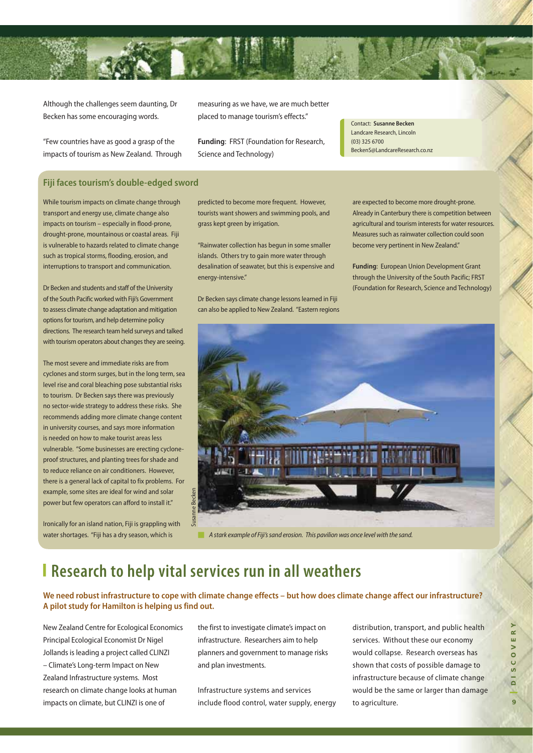Although the challenges seem daunting, Dr Becken has some encouraging words.

"Few countries have as good a grasp of the impacts of tourism as New Zealand. Through measuring as we have, we are much better placed to manage tourism's effects."

**Funding**: FRST (Foundation for Research, Science and Technology)

Contact: **Susanne Becken**
Landcare Research, Lincoln
(03) 325 6700
BeckenS@LandcareResearch.co.nz

## Fiji faces tourism's double-edged sword

While tourism impacts on climate change through transport and energy use, climate change also impacts on tourism – especially in flood-prone, drought-prone, mountainous or coastal areas. Fiji is vulnerable to hazards related to climate change such as tropical storms, flooding, erosion, and interruptions to transport and communication.

Dr Becken and students and staff of the University of the South Pacific worked with Fiji's Government to assess climate change adaptation and mitigation options for tourism, and help determine policy directions. The research team held surveys and talked with tourism operators about changes they are seeing.

The most severe and immediate risks are from cyclones and storm surges, but in the long term, sea level rise and coral bleaching pose substantial risks to tourism. Dr Becken says there was previously no sector-wide strategy to address these risks. She recommends adding more climate change content in university courses, and says more information is needed on how to make tourist areas less vulnerable. "Some businesses are erecting cyclone-proof structures, and planting trees for shade and to reduce reliance on air conditioners. However, there is a general lack of capital to fix problems. For example, some sites are ideal for wind and solar power but few operators can afford to install it."

Ironically for an island nation, Fiji is grappling with water shortages. "Fiji has a dry season, which is predicted to become more frequent. However, tourists want showers and swimming pools, and grass kept green by irrigation.

"Rainwater collection has begun in some smaller islands. Others try to gain more water through desalination of seawater, but this is expensive and energy-intensive."

Dr Becken says climate change lessons learned in Fiji can also be applied to New Zealand. "Eastern regions are expected to become more drought-prone. Already in Canterbury there is competition between agricultural and tourism interests for water resources. Measures such as rainwater collection could soon become very pertinent in New Zealand."

**Funding**: European Union Development Grant through the University of the South Pacific; FRST (Foundation for Research, Science and Technology)

Susanne Becken

*A stark example of Fiji's sand erosion. This pavilion was once level with the sand.*

# Research to help vital services run in all weathers

**We need robust infrastructure to cope with climate change effects – but how does climate change affect our infrastructure? A pilot study for Hamilton is helping us find out.**

New Zealand Centre for Ecological Economics Principal Ecological Economist Dr Nigel Jollands is leading a project called CLINZI – Climate's Long-term Impact on New Zealand Infrastructure systems. Most research on climate change looks at human impacts on climate, but CLINZI is one of the first to investigate climate's impact on infrastructure. Researchers aim to help planners and government to manage risks and plan investments.

Infrastructure systems and services include flood control, water supply, energy distribution, transport, and public health services. Without these our economy would collapse. Research overseas has shown that costs of possible damage to infrastructure because of climate change would be the same or larger than damage to agriculture.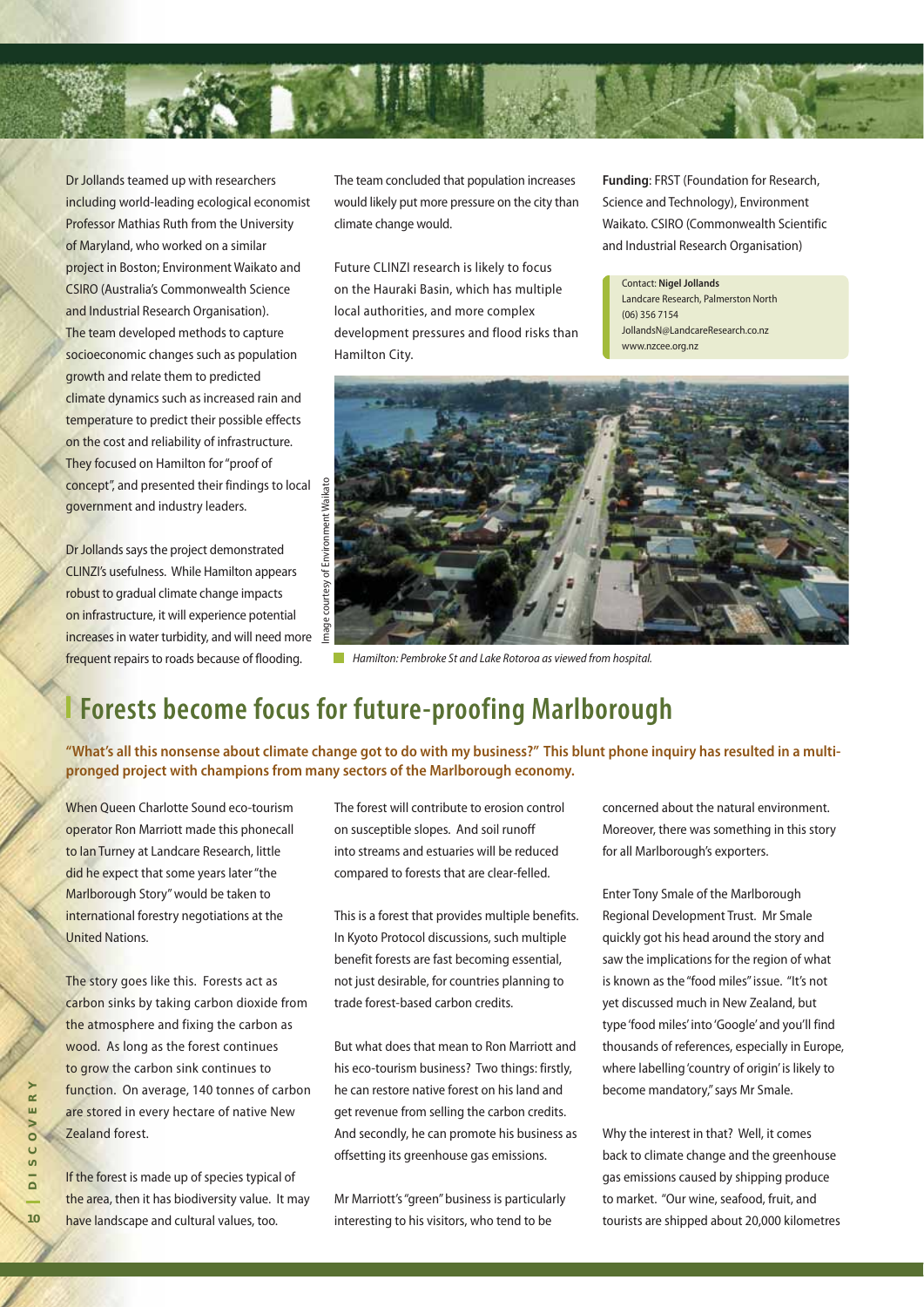Dr Jollands teamed up with researchers including world-leading ecological economist Professor Mathias Ruth from the University of Maryland, who worked on a similar project in Boston; Environment Waikato and CSIRO (Australia's Commonwealth Science and Industrial Research Organisation). The team developed methods to capture socioeconomic changes such as population growth and relate them to predicted climate dynamics such as increased rain and temperature to predict their possible effects on the cost and reliability of infrastructure. They focused on Hamilton for "proof of concept", and presented their findings to local government and industry leaders.

Dr Jollands says the project demonstrated CLINZI's usefulness. While Hamilton appears robust to gradual climate change impacts on infrastructure, it will experience potential increases in water turbidity, and will need more frequent repairs to roads because of flooding.

The team concluded that population increases would likely put more pressure on the city than climate change would.

Future CLINZI research is likely to focus on the Hauraki Basin, which has multiple local authorities, and more complex development pressures and flood risks than Hamilton City.

**Funding**: FRST (Foundation for Research, Science and Technology), Environment Waikato. CSIRO (Commonwealth Scientific and Industrial Research Organisation)

Contact: **Nigel Jollands**
Landcare Research, Palmerston North
(06) 356 7154
JollandsN@LandcareResearch.co.nz
www.nzcee.org.nz

Image courtesy of Environment Waikato

*Hamilton: Pembroke St and Lake Rotoroa as viewed from hospital.*

## Forests become focus for future-proofing Marlborough

**"What's all this nonsense about climate change got to do with my business?" This blunt phone inquiry has resulted in a multi-pronged project with champions from many sectors of the Marlborough economy.**

When Queen Charlotte Sound eco-tourism operator Ron Marriott made this phonecall to Ian Turney at Landcare Research, little did he expect that some years later "the Marlborough Story" would be taken to international forestry negotiations at the United Nations.

The story goes like this. Forests act as carbon sinks by taking carbon dioxide from the atmosphere and fixing the carbon as wood. As long as the forest continues to grow the carbon sink continues to function. On average, 140 tonnes of carbon are stored in every hectare of native New Zealand forest.

If the forest is made up of species typical of the area, then it has biodiversity value. It may have landscape and cultural values, too.

The forest will contribute to erosion control on susceptible slopes. And soil runoff into streams and estuaries will be reduced compared to forests that are clear-felled.

This is a forest that provides multiple benefits. In Kyoto Protocol discussions, such multiple benefit forests are fast becoming essential, not just desirable, for countries planning to trade forest-based carbon credits.

But what does that mean to Ron Marriott and his eco-tourism business? Two things: firstly, he can restore native forest on his land and get revenue from selling the carbon credits. And secondly, he can promote his business as offsetting its greenhouse gas emissions.

Mr Marriott's "green" business is particularly interesting to his visitors, who tend to be concerned about the natural environment. Moreover, there was something in this story for all Marlborough's exporters.

Enter Tony Smale of the Marlborough Regional Development Trust. Mr Smale quickly got his head around the story and saw the implications for the region of what is known as the "food miles" issue. "It's not yet discussed much in New Zealand, but type 'food miles' into 'Google' and you'll find thousands of references, especially in Europe, where labelling 'country of origin' is likely to become mandatory," says Mr Smale.

Why the interest in that? Well, it comes back to climate change and the greenhouse gas emissions caused by shipping produce to market. "Our wine, seafood, fruit, and tourists are shipped about 20,000 kilometres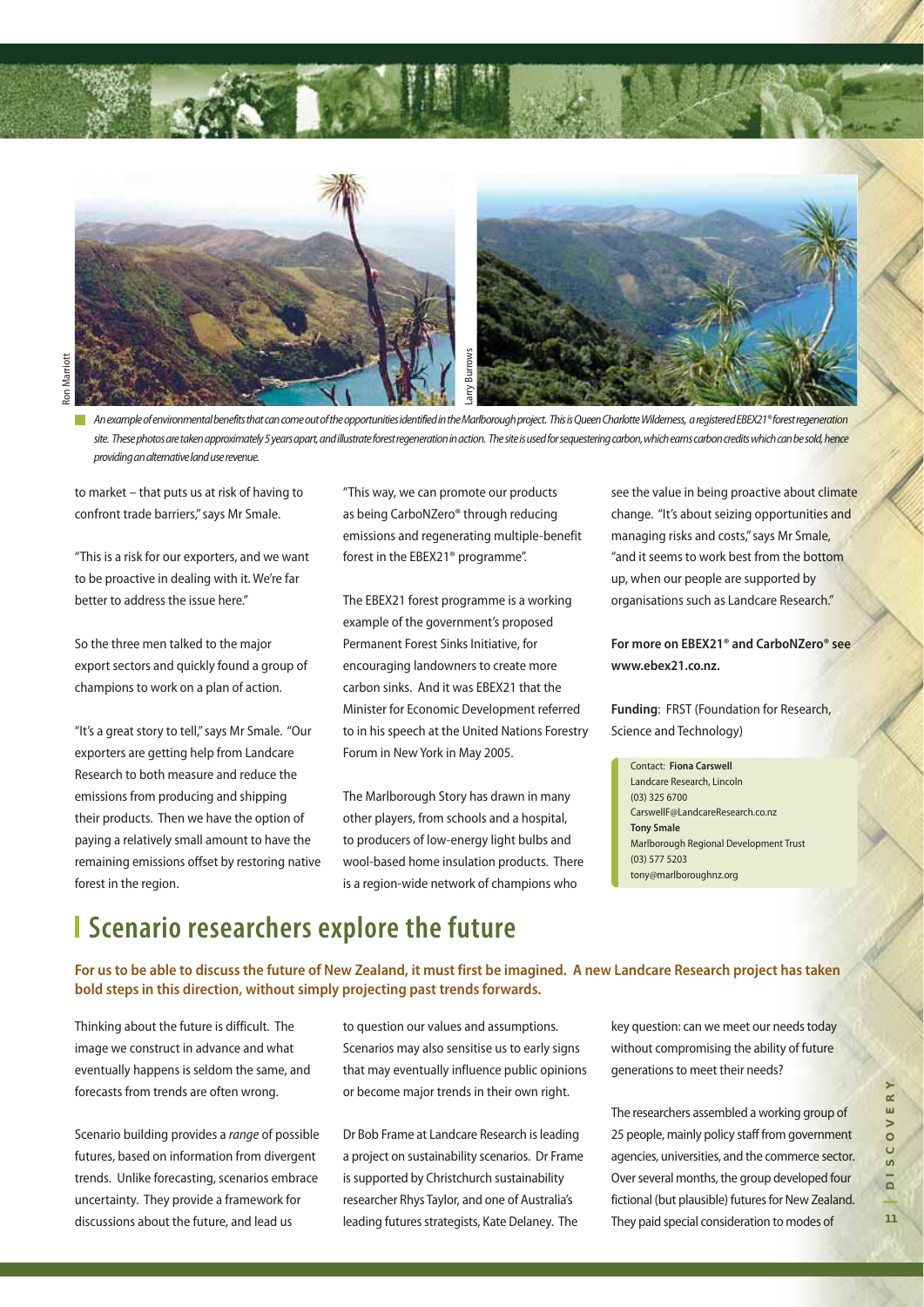*An example of environmental benefits that can come out of the opportunities identified in the Marlborough project. This is Queen Charlotte Wilderness, a registered EBEX21® forest regeneration site. These photos are taken approximately 5 years apart, and illustrate forest regeneration in action. The site is used for sequestering carbon, which earns carbon credits which can be sold, hence providing an alternative land use revenue.*

to market – that puts us at risk of having to confront trade barriers," says Mr Smale.

"This is a risk for our exporters, and we want to be proactive in dealing with it. We're far better to address the issue here."

So the three men talked to the major export sectors and quickly found a group of champions to work on a plan of action.

"It's a great story to tell," says Mr Smale. "Our exporters are getting help from Landcare Research to both measure and reduce the emissions from producing and shipping their products. Then we have the option of paying a relatively small amount to have the remaining emissions offset by restoring native forest in the region.

"This way, we can promote our products as being CarboNZero® through reducing emissions and regenerating multiple-benefit forest in the EBEX21® programme".

The EBEX21 forest programme is a working example of the government's proposed Permanent Forest Sinks Initiative, for encouraging landowners to create more carbon sinks. And it was EBEX21 that the Minister for Economic Development referred to in his speech at the United Nations Forestry Forum in New York in May 2005.

The Marlborough Story has drawn in many other players, from schools and a hospital, to producers of low-energy light bulbs and wool-based home insulation products. There is a region-wide network of champions who see the value in being proactive about climate change. "It's about seizing opportunities and managing risks and costs," says Mr Smale, "and it seems to work best from the bottom up, when our people are supported by organisations such as Landcare Research."

**For more on EBEX21® and CarboNZero® see www.ebex21.co.nz.**

**Funding**: FRST (Foundation for Research, Science and Technology)

Contact: **Fiona Carswell**
Landcare Research, Lincoln
(03) 325 6700
CarswellF@LandcareResearch.co.nz
**Tony Smale**
Marlborough Regional Development Trust
(03) 577 5203
tony@marlboroughnz.org

## Scenario researchers explore the future

**For us to be able to discuss the future of New Zealand, it must first be imagined. A new Landcare Research project has taken bold steps in this direction, without simply projecting past trends forwards.**

Thinking about the future is difficult. The image we construct in advance and what eventually happens is seldom the same, and forecasts from trends are often wrong.

Scenario building provides a *range* of possible futures, based on information from divergent trends. Unlike forecasting, scenarios embrace uncertainty. They provide a framework for discussions about the future, and lead us to question our values and assumptions. Scenarios may also sensitise us to early signs that may eventually influence public opinions or become major trends in their own right.

Dr Bob Frame at Landcare Research is leading a project on sustainability scenarios. Dr Frame is supported by Christchurch sustainability researcher Rhys Taylor, and one of Australia's leading futures strategists, Kate Delaney. The key question: can we meet our needs today without compromising the ability of future generations to meet their needs?

The researchers assembled a working group of 25 people, mainly policy staff from government agencies, universities, and the commerce sector. Over several months, the group developed four fictional (but plausible) futures for New Zealand. They paid special consideration to modes of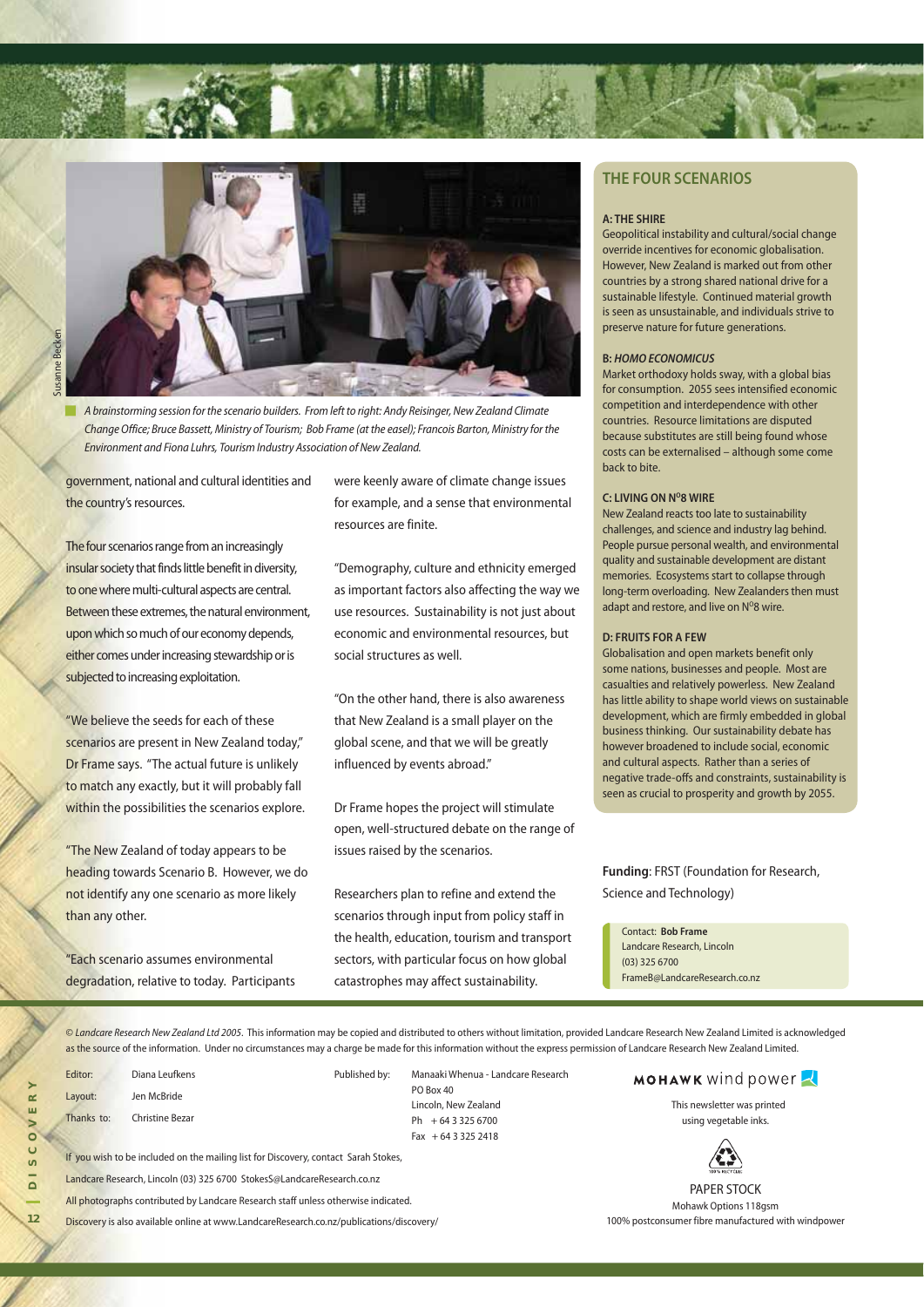Susanne Becken

A brainstorming session for the scenario builders. From left to right: Andy Reisinger, New Zealand Climate Change Office; Bruce Bassett, Ministry of Tourism; Bob Frame (at the easel); Francois Barton, Ministry for the Environment and Fiona Luhrs, Tourism Industry Association of New Zealand.

government, national and cultural identities and the country's resources.

The four scenarios range from an increasingly insular society that finds little benefit in diversity, to one where multi-cultural aspects are central. Between these extremes, the natural environment, upon which so much of our economy depends, either comes under increasing stewardship or is subjected to increasing exploitation.

"We believe the seeds for each of these scenarios are present in New Zealand today," Dr Frame says. "The actual future is unlikely to match any exactly, but it will probably fall within the possibilities the scenarios explore.

"The New Zealand of today appears to be heading towards Scenario B. However, we do not identify any one scenario as more likely than any other.

"Each scenario assumes environmental degradation, relative to today. Participants were keenly aware of climate change issues for example, and a sense that environmental resources are finite.

"Demography, culture and ethnicity emerged as important factors also affecting the way we use resources. Sustainability is not just about economic and environmental resources, but social structures as well.

"On the other hand, there is also awareness that New Zealand is a small player on the global scene, and that we will be greatly influenced by events abroad."

Dr Frame hopes the project will stimulate open, well-structured debate on the range of issues raised by the scenarios.

Researchers plan to refine and extend the scenarios through input from policy staff in the health, education, tourism and transport sectors, with particular focus on how global catastrophes may affect sustainability.

## THE FOUR SCENARIOS

**A: THE SHIRE**
Geopolitical instability and cultural/social change override incentives for economic globalisation. However, New Zealand is marked out from other countries by a strong shared national drive for a sustainable lifestyle. Continued material growth is seen as unsustainable, and individuals strive to preserve nature for future generations.

**B: *HOMO ECONOMICUS***
Market orthodoxy holds sway, with a global bias for consumption. 2055 sees intensified economic competition and interdependence with other countries. Resource limitations are disputed because substitutes are still being found whose costs can be externalised – although some come back to bite.

**C: LIVING ON N°8 WIRE**
New Zealand reacts too late to sustainability challenges, and science and industry lag behind. People pursue personal wealth, and environmental quality and sustainable development are distant memories. Ecosystems start to collapse through long-term overloading. New Zealanders then must adapt and restore, and live on N°8 wire.

**D: FRUITS FOR A FEW**
Globalisation and open markets benefit only some nations, businesses and people. Most are casualties and relatively powerless. New Zealand has little ability to shape world views on sustainable development, which are firmly embedded in global business thinking. Our sustainability debate has however broadened to include social, economic and cultural aspects. Rather than a series of negative trade-offs and constraints, sustainability is seen as crucial to prosperity and growth by 2055.

**Funding**: FRST (Foundation for Research, Science and Technology)

Contact: **Bob Frame**
Landcare Research, Lincoln
(03) 325 6700
FrameB@LandcareResearch.co.nz

© *Landcare Research New Zealand Ltd 2005*. This information may be copied and distributed to others without limitation, provided Landcare Research New Zealand Limited is acknowledged as the source of the information. Under no circumstances may a charge be made for this information without the express permission of Landcare Research New Zealand Limited.

Editor: Diana Leufkens
Layout: Jen McBride
Thanks to: Christine Bezar

Published by: Manaaki Whenua - Landcare Research
PO Box 40
Lincoln, New Zealand
Ph + 64 3 325 6700
Fax + 64 3 325 2418

If you wish to be included on the mailing list for Discovery, contact Sarah Stokes, Landcare Research, Lincoln (03) 325 6700 StokesS@LandcareResearch.co.nz

All photographs contributed by Landcare Research staff unless otherwise indicated.

Discovery is also available online at www.LandcareResearch.co.nz/publications/discovery/

MOHAWK wind power

This newsletter was printed using vegetable inks.

PAPER STOCK
Mohawk Options 118gsm
100% postconsumer fibre manufactured with windpower